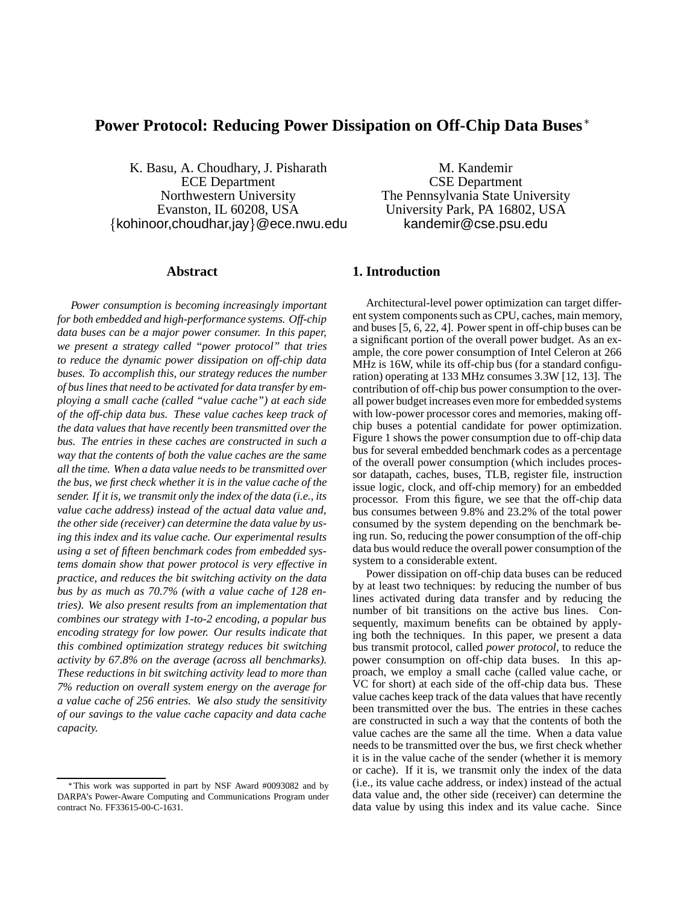# Power Protocol: Reducing Power Dissipation on Off-Chip Data Buses*

K. Basu, A. Choudhary, J. Pisharath
ECE Department
Northwestern University
Evanston, IL 60208, USA
{kohinoor,choudhar,jay}@ece.nwu.edu

M. Kandemir
CSE Department
The Pennsylvania State University
University Park, PA 16802, USA
kandemir@cse.psu.edu

## Abstract

*Power consumption is becoming increasingly important for both embedded and high-performance systems. Off-chip data buses can be a major power consumer. In this paper, we present a strategy called "power protocol" that tries to reduce the dynamic power dissipation on off-chip data buses. To accomplish this, our strategy reduces the number of bus lines that need to be activated for data transfer by employing a small cache (called "value cache") at each side of the off-chip data bus. These value caches keep track of the data values that have recently been transmitted over the bus. The entries in these caches are constructed in such a way that the contents of both the value caches are the same all the time. When a data value needs to be transmitted over the bus, we first check whether it is in the value cache of the sender. If it is, we transmit only the index of the data (i.e., its value cache address) instead of the actual data value and, the other side (receiver) can determine the data value by using this index and its value cache. Our experimental results using a set of fifteen benchmark codes from embedded systems domain show that power protocol is very effective in practice, and reduces the bit switching activity on the data bus by as much as 70.7% (with a value cache of 128 entries). We also present results from an implementation that combines our strategy with 1-to-2 encoding, a popular bus encoding strategy for low power. Our results indicate that this combined optimization strategy reduces bit switching activity by 67.8% on the average (across all benchmarks). These reductions in bit switching activity lead to more than 7% reduction on overall system energy on the average for a value cache of 256 entries. We also study the sensitivity of our savings to the value cache capacity and data cache capacity.*

*This work was supported in part by NSF Award #0093082 and by DARPA's Power-Aware Computing and Communications Program under contract No. FF33615-00-C-1631.

## 1. Introduction

Architectural-level power optimization can target different system components such as CPU, caches, main memory, and buses [5, 6, 22, 4]. Power spent in off-chip buses can be a significant portion of the overall power budget. As an example, the core power consumption of Intel Celeron at 266 MHz is 16W, while its off-chip bus (for a standard configuration) operating at 133 MHz consumes 3.3W [12, 13]. The contribution of off-chip bus power consumption to the overall power budget increases even more for embedded systems with low-power processor cores and memories, making off-chip buses a potential candidate for power optimization. Figure 1 shows the power consumption due to off-chip data bus for several embedded benchmark codes as a percentage of the overall power consumption (which includes processor datapath, caches, buses, TLB, register file, instruction issue logic, clock, and off-chip memory) for an embedded processor. From this figure, we see that the off-chip data bus consumes between 9.8% and 23.2% of the total power consumed by the system depending on the benchmark being run. So, reducing the power consumption of the off-chip data bus would reduce the overall power consumption of the system to a considerable extent.

Power dissipation on off-chip data buses can be reduced by at least two techniques: by reducing the number of bus lines activated during data transfer and by reducing the number of bit transitions on the active bus lines. Consequently, maximum benefits can be obtained by applying both the techniques. In this paper, we present a data bus transmit protocol, called *power protocol*, to reduce the power consumption on off-chip data buses. In this approach, we employ a small cache (called value cache, or VC for short) at each side of the off-chip data bus. These value caches keep track of the data values that have recently been transmitted over the bus. The entries in these caches are constructed in such a way that the contents of both the value caches are the same all the time. When a data value needs to be transmitted over the bus, we first check whether it is in the value cache of the sender (whether it is memory or cache). If it is, we transmit only the index of the data (i.e., its value cache address, or index) instead of the actual data value and, the other side (receiver) can determine the data value by using this index and its value cache. Since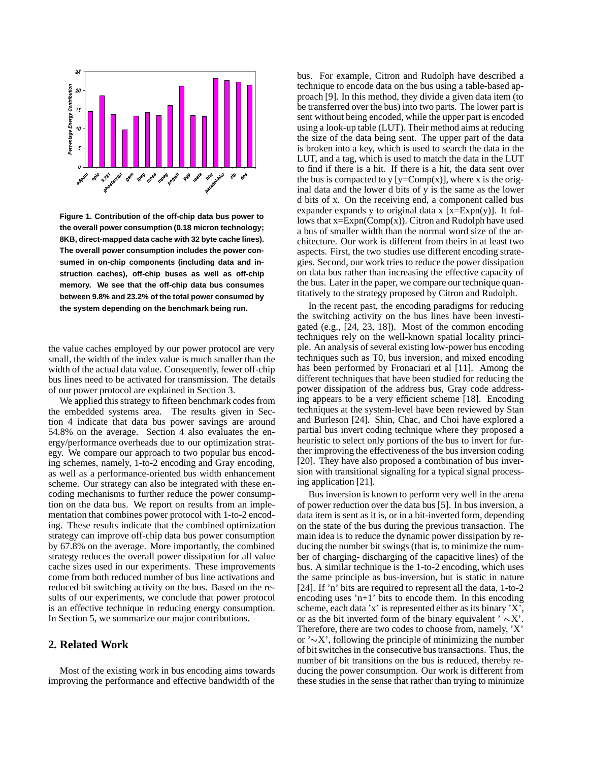25

20

15

10

5

0

Percentage Energy Contribution

adpcm epic g.721 ghostscript gsm jpeg mesa mpeg pegwit pgp rasta hier parallel-hier zip des

**Figure 1. Contribution of the off-chip data bus power to the overall power consumption (0.18 micron technology; 8KB, direct-mapped data cache with 32 byte cache lines). The overall power consumption includes the power consumed in on-chip components (including data and instruction caches), off-chip buses as well as off-chip memory. We see that the off-chip data bus consumes between 9.8% and 23.2% of the total power consumed by the system depending on the benchmark being run.**

the value caches employed by our power protocol are very small, the width of the index value is much smaller than the width of the actual data value. Consequently, fewer off-chip bus lines need to be activated for transmission. The details of our power protocol are explained in Section 3.

We applied this strategy to fifteen benchmark codes from the embedded systems area. The results given in Section 4 indicate that data bus power savings are around 54.8% on the average. Section 4 also evaluates the energy/performance overheads due to our optimization strategy. We compare our approach to two popular bus encoding schemes, namely, 1-to-2 encoding and Gray encoding, as well as a performance-oriented bus width enhancement scheme. Our strategy can also be integrated with these encoding mechanisms to further reduce the power consumption on the data bus. We report on results from an implementation that combines power protocol with 1-to-2 encoding. These results indicate that the combined optimization strategy can improve off-chip data bus power consumption by 67.8% on the average. More importantly, the combined strategy reduces the overall power dissipation for all value cache sizes used in our experiments. These improvements come from both reduced number of bus line activations and reduced bit switching activity on the bus. Based on the results of our experiments, we conclude that power protocol is an effective technique in reducing energy consumption. In Section 5, we summarize our major contributions.

## 2. Related Work

Most of the existing work in bus encoding aims towards improving the performance and effective bandwidth of the bus. For example, Citron and Rudolph have described a technique to encode data on the bus using a table-based approach [9]. In this method, they divide a given data item (to be transferred over the bus) into two parts. The lower part is sent without being encoded, while the upper part is encoded using a look-up table (LUT). Their method aims at reducing the size of the data being sent. The upper part of the data is broken into a key, which is used to search the data in the LUT, and a tag, which is used to match the data in the LUT to find if there is a hit. If there is a hit, the data sent over the bus is compacted to y [y=Comp(x)], where x is the original data and the lower d bits of y is the same as the lower d bits of x. On the receiving end, a component called bus expander expands y to original data x [x=Expn(y)]. It follows that x=Expn(Comp(x)). Citron and Rudolph have used a bus of smaller width than the normal word size of the architecture. Our work is different from theirs in at least two aspects. First, the two studies use different encoding strategies. Second, our work tries to reduce the power dissipation on data bus rather than increasing the effective capacity of the bus. Later in the paper, we compare our technique quantitatively to the strategy proposed by Citron and Rudolph.

In the recent past, the encoding paradigms for reducing the switching activity on the bus lines have been investigated (e.g., [24, 23, 18]). Most of the common encoding techniques rely on the well-known spatial locality principle. An analysis of several existing low-power bus encoding techniques such as T0, bus inversion, and mixed encoding has been performed by Fronaciari et al [11]. Among the different techniques that have been studied for reducing the power dissipation of the address bus, Gray code addressing appears to be a very efficient scheme [18]. Encoding techniques at the system-level have been reviewed by Stan and Burleson [24]. Shin, Chac, and Choi have explored a partial bus invert coding technique where they proposed a heuristic to select only portions of the bus to invert for further improving the effectiveness of the bus inversion coding [20]. They have also proposed a combination of bus inversion with transitional signaling for a typical signal processing application [21].

Bus inversion is known to perform very well in the arena of power reduction over the data bus [5]. In bus inversion, a data item is sent as it is, or in a bit-inverted form, depending on the state of the bus during the previous transaction. The main idea is to reduce the dynamic power dissipation by reducing the number bit swings (that is, to minimize the number of charging- discharging of the capacitive lines) of the bus. A similar technique is the 1-to-2 encoding, which uses the same principle as bus-inversion, but is static in nature [24]. If 'n' bits are required to represent all the data, 1-to-2 encoding uses 'n+1' bits to encode them. In this encoding scheme, each data 'x' is represented either as its binary 'X', or as the bit inverted form of the binary equivalent ' $\sim$X'. Therefore, there are two codes to choose from, namely, 'X' or '$\sim$X', following the principle of minimizing the number of bit switches in the consecutive bus transactions. Thus, the number of bit transitions on the bus is reduced, thereby reducing the power consumption. Our work is different from these studies in the sense that rather than trying to minimize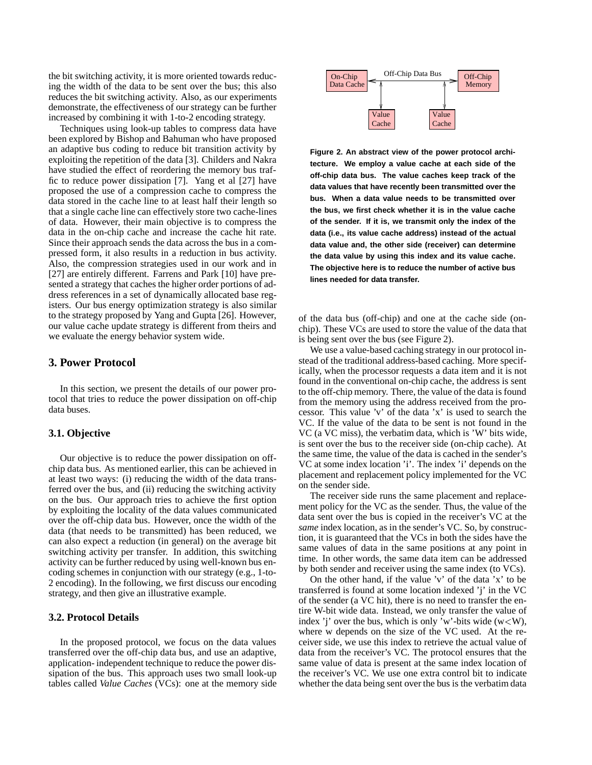the bit switching activity, it is more oriented towards reducing the width of the data to be sent over the bus; this also reduces the bit switching activity. Also, as our experiments demonstrate, the effectiveness of our strategy can be further increased by combining it with 1-to-2 encoding strategy.

Techniques using look-up tables to compress data have been explored by Bishop and Bahuman who have proposed an adaptive bus coding to reduce bit transition activity by exploiting the repetition of the data [3]. Childers and Nakra have studied the effect of reordering the memory bus traffic to reduce power dissipation [7]. Yang et al [27] have proposed the use of a compression cache to compress the data stored in the cache line to at least half their length so that a single cache line can effectively store two cache-lines of data. However, their main objective is to compress the data in the on-chip cache and increase the cache hit rate. Since their approach sends the data across the bus in a compressed form, it also results in a reduction in bus activity. Also, the compression strategies used in our work and in [27] are entirely different. Farrens and Park [10] have presented a strategy that caches the higher order portions of address references in a set of dynamically allocated base registers. Our bus energy optimization strategy is also similar to the strategy proposed by Yang and Gupta [26]. However, our value cache update strategy is different from theirs and we evaluate the energy behavior system wide.

## 3. Power Protocol

In this section, we present the details of our power protocol that tries to reduce the power dissipation on off-chip data buses.

### 3.1. Objective

Our objective is to reduce the power dissipation on off-chip data bus. As mentioned earlier, this can be achieved in at least two ways: (i) reducing the width of the data transferred over the bus, and (ii) reducing the switching activity on the bus. Our approach tries to achieve the first option by exploiting the locality of the data values communicated over the off-chip data bus. However, once the width of the data (that needs to be transmitted) has been reduced, we can also expect a reduction (in general) on the average bit switching activity per transfer. In addition, this switching activity can be further reduced by using well-known bus encoding schemes in conjunction with our strategy (e.g., 1-to-2 encoding). In the following, we first discuss our encoding strategy, and then give an illustrative example.

### 3.2. Protocol Details

In the proposed protocol, we focus on the data values transferred over the off-chip data bus, and use an adaptive, application- independent technique to reduce the power dissipation of the bus. This approach uses two small look-up tables called *Value Caches* (VCs): one at the memory side of the data bus (off-chip) and one at the cache side (on-chip). These VCs are used to store the value of the data that is being sent over the bus (see Figure 2).

On-Chip Data Cache — Off-Chip Data Bus — Off-Chip Memory; Value Cache, Value Cache

**Figure 2. An abstract view of the power protocol architecture. We employ a value cache at each side of the off-chip data bus. The value caches keep track of the data values that have recently been transmitted over the bus. When a data value needs to be transmitted over the bus, we first check whether it is in the value cache of the sender. If it is, we transmit only the index of the data (i.e., its value cache address) instead of the actual data value and, the other side (receiver) can determine the data value by using this index and its value cache. The objective here is to reduce the number of active bus lines needed for data transfer.**

We use a value-based caching strategy in our protocol instead of the traditional address-based caching. More specifically, when the processor requests a data item and it is not found in the conventional on-chip cache, the address is sent to the off-chip memory. There, the value of the data is found from the memory using the address received from the processor. This value 'v' of the data 'x' is used to search the VC. If the value of the data to be sent is not found in the VC (a VC miss), the verbatim data, which is 'W' bits wide, is sent over the bus to the receiver side (on-chip cache). At the same time, the value of the data is cached in the sender's VC at some index location 'i'. The index 'i' depends on the placement and replacement policy implemented for the VC on the sender side.

The receiver side runs the same placement and replacement policy for the VC as the sender. Thus, the value of the data sent over the bus is copied in the receiver's VC at the *same* index location, as in the sender's VC. So, by construction, it is guaranteed that the VCs in both the sides have the same values of data in the same positions at any point in time. In other words, the same data item can be addressed by both sender and receiver using the same index (to VCs).

On the other hand, if the value 'v' of the data 'x' to be transferred is found at some location indexed 'j' in the VC of the sender (a VC hit), there is no need to transfer the entire W-bit wide data. Instead, we only transfer the value of index 'j' over the bus, which is only 'w'-bits wide ($w<W$), where w depends on the size of the VC used. At the receiver side, we use this index to retrieve the actual value of data from the receiver's VC. The protocol ensures that the same value of data is present at the same index location of the receiver's VC. We use one extra control bit to indicate whether the data being sent over the bus is the verbatim data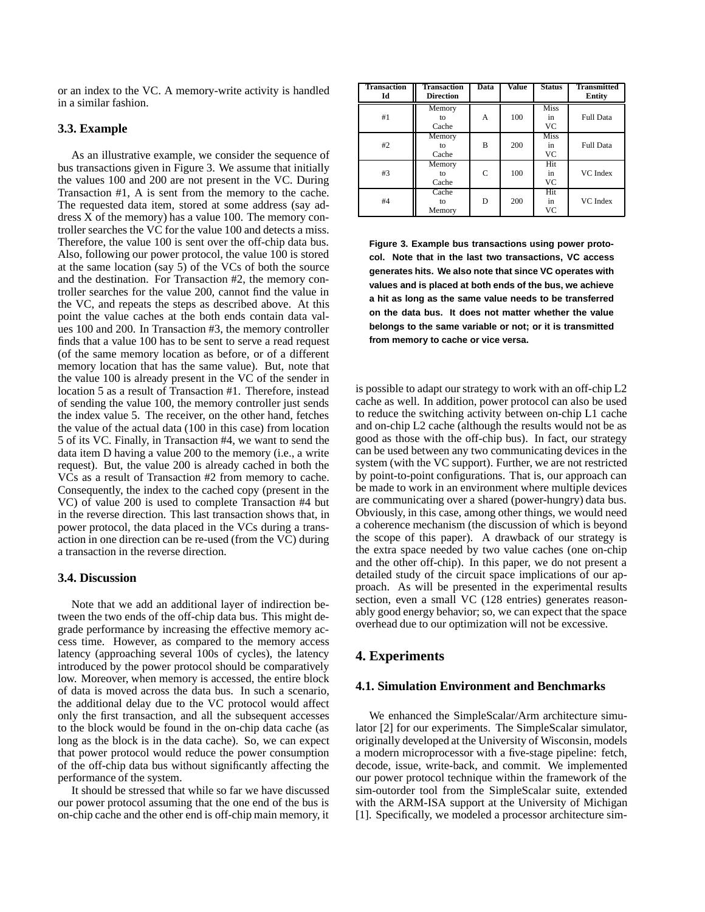or an index to the VC. A memory-write activity is handled in a similar fashion.

### 3.3. Example

As an illustrative example, we consider the sequence of bus transactions given in Figure 3. We assume that initially the values 100 and 200 are not present in the VC. During Transaction #1, A is sent from the memory to the cache. The requested data item, stored at some address (say address X of the memory) has a value 100. The memory controller searches the VC for the value 100 and detects a miss. Therefore, the value 100 is sent over the off-chip data bus. Also, following our power protocol, the value 100 is stored at the same location (say 5) of the VCs of both the source and the destination. For Transaction #2, the memory controller searches for the value 200, cannot find the value in the VC, and repeats the steps as described above. At this point the value caches at the both ends contain data values 100 and 200. In Transaction #3, the memory controller finds that a value 100 has to be sent to serve a read request (of the same memory location as before, or of a different memory location that has the same value). But, note that the value 100 is already present in the VC of the sender in location 5 as a result of Transaction #1. Therefore, instead of sending the value 100, the memory controller just sends the index value 5. The receiver, on the other hand, fetches the value of the actual data (100 in this case) from location 5 of its VC. Finally, in Transaction #4, we want to send the data item D having a value 200 to the memory (i.e., a write request). But, the value 200 is already cached in both the VCs as a result of Transaction #2 from memory to cache. Consequently, the index to the cached copy (present in the VC) of value 200 is used to complete Transaction #4 but in the reverse direction. This last transaction shows that, in power protocol, the data placed in the VCs during a transaction in one direction can be re-used (from the VC) during a transaction in the reverse direction.

| Transaction Id | Transaction Direction | Data | Value | Status | Transmitted Entity |
|---|---|---|---|---|---|
| #1 | Memory to Cache | A | 100 | Miss in VC | Full Data |
| #2 | Memory to Cache | B | 200 | Miss in VC | Full Data |
| #3 | Memory to Cache | C | 100 | Hit in VC | VC Index |
| #4 | Cache to Memory | D | 200 | Hit in VC | VC Index |

**Figure 3. Example bus transactions using power protocol. Note that in the last two transactions, VC access generates hits. We also note that since VC operates with values and is placed at both ends of the bus, we achieve a hit as long as the same value needs to be transferred on the data bus. It does not matter whether the value belongs to the same variable or not; or it is transmitted from memory to cache or vice versa.**

### 3.4. Discussion

Note that we add an additional layer of indirection between the two ends of the off-chip data bus. This might degrade performance by increasing the effective memory access time. However, as compared to the memory access latency (approaching several 100s of cycles), the latency introduced by the power protocol should be comparatively low. Moreover, when memory is accessed, the entire block of data is moved across the data bus. In such a scenario, the additional delay due to the VC protocol would affect only the first transaction, and all the subsequent accesses to the block would be found in the on-chip data cache (as long as the block is in the data cache). So, we can expect that power protocol would reduce the power consumption of the off-chip data bus without significantly affecting the performance of the system.

It should be stressed that while so far we have discussed our power protocol assuming that the one end of the bus is on-chip cache and the other end is off-chip main memory, it is possible to adapt our strategy to work with an off-chip L2 cache as well. In addition, power protocol can also be used to reduce the switching activity between on-chip L1 cache and on-chip L2 cache (although the results would not be as good as those with the off-chip bus). In fact, our strategy can be used between any two communicating devices in the system (with the VC support). Further, we are not restricted by point-to-point configurations. That is, our approach can be made to work in an environment where multiple devices are communicating over a shared (power-hungry) data bus. Obviously, in this case, among other things, we would need a coherence mechanism (the discussion of which is beyond the scope of this paper). A drawback of our strategy is the extra space needed by two value caches (one on-chip and the other off-chip). In this paper, we do not present a detailed study of the circuit space implications of our approach. As will be presented in the experimental results section, even a small VC (128 entries) generates reasonably good energy behavior; so, we can expect that the space overhead due to our optimization will not be excessive.

## 4. Experiments

### 4.1. Simulation Environment and Benchmarks

We enhanced the SimpleScalar/Arm architecture simulator [2] for our experiments. The SimpleScalar simulator, originally developed at the University of Wisconsin, models a modern microprocessor with a five-stage pipeline: fetch, decode, issue, write-back, and commit. We implemented our power protocol technique within the framework of the sim-outorder tool from the SimpleScalar suite, extended with the ARM-ISA support at the University of Michigan [1]. Specifically, we modeled a processor architecture sim-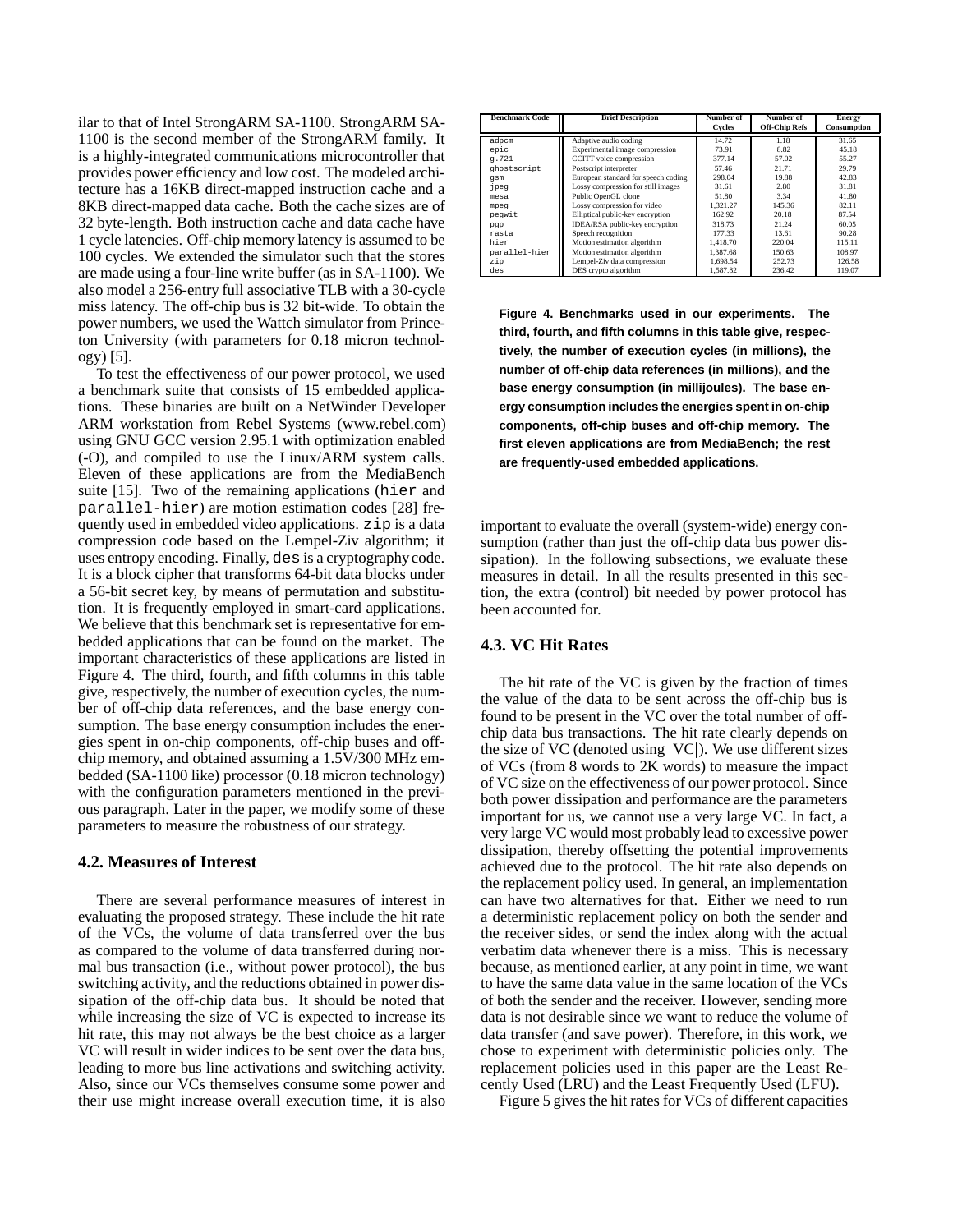ilar to that of Intel StrongARM SA-1100. StrongARM SA-1100 is the second member of the StrongARM family. It is a highly-integrated communications microcontroller that provides power efficiency and low cost. The modeled architecture has a 16KB direct-mapped instruction cache and a 8KB direct-mapped data cache. Both the cache sizes are of 32 byte-length. Both instruction cache and data cache have 1 cycle latencies. Off-chip memory latency is assumed to be 100 cycles. We extended the simulator such that the stores are made using a four-line write buffer (as in SA-1100). We also model a 256-entry full associative TLB with a 30-cycle miss latency. The off-chip bus is 32 bit-wide. To obtain the power numbers, we used the Wattch simulator from Princeton University (with parameters for 0.18 micron technology) [5].

To test the effectiveness of our power protocol, we used a benchmark suite that consists of 15 embedded applications. These binaries are built on a NetWinder Developer ARM workstation from Rebel Systems (www.rebel.com) using GNU GCC version 2.95.1 with optimization enabled (-O), and compiled to use the Linux/ARM system calls. Eleven of these applications are from the MediaBench suite [15]. Two of the remaining applications (`hier` and `parallel-hier`) are motion estimation codes [28] frequently used in embedded video applications. `zip` is a data compression code based on the Lempel-Ziv algorithm; it uses entropy encoding. Finally, `des` is a cryptography code. It is a block cipher that transforms 64-bit data blocks under a 56-bit secret key, by means of permutation and substitution. It is frequently employed in smart-card applications. We believe that this benchmark set is representative for embedded applications that can be found on the market. The important characteristics of these applications are listed in Figure 4. The third, fourth, and fifth columns in this table give, respectively, the number of execution cycles, the number of off-chip data references, and the base energy consumption. The base energy consumption includes the energies spent in on-chip components, off-chip buses and off-chip memory, and obtained assuming a 1.5V/300 MHz embedded (SA-1100 like) processor (0.18 micron technology) with the configuration parameters mentioned in the previous paragraph. Later in the paper, we modify some of these parameters to measure the robustness of our strategy.

| Benchmark Code | Brief Description | Number of Cycles | Number of Off-Chip Refs | Energy Consumption |
|---|---|---|---|---|
| adpcm | Adaptive audio coding | 14.72 | 1.18 | 31.65 |
| epic | Experimental image compression | 73.91 | 8.82 | 45.18 |
| g.721 | CCITT voice compression | 377.14 | 57.02 | 55.27 |
| ghostscript | Postscript interpreter | 57.46 | 21.71 | 29.79 |
| gsm | European standard for speech coding | 298.04 | 19.88 | 42.83 |
| jpeg | Lossy compression for still images | 31.61 | 2.80 | 31.81 |
| mesa | Public OpenGL clone | 51.80 | 3.34 | 41.80 |
| mpeg | Lossy compression for video | 1,321.27 | 145.36 | 82.11 |
| pegwit | Elliptical public-key encryption | 162.92 | 20.18 | 87.54 |
| pgp | IDEA/RSA public-key encryption | 318.73 | 21.24 | 60.05 |
| rasta | Speech recognition | 177.33 | 13.61 | 90.28 |
| hier | Motion estimation algorithm | 1,418.70 | 220.04 | 115.11 |
| parallel-hier | Motion estimation algorithm | 1,387.68 | 150.63 | 108.97 |
| zip | Lempel-Ziv data compression | 1,698.54 | 252.73 | 126.58 |
| des | DES crypto algorithm | 1,587.82 | 236.42 | 119.07 |

**Figure 4. Benchmarks used in our experiments. The third, fourth, and fifth columns in this table give, respectively, the number of execution cycles (in millions), the number of off-chip data references (in millions), and the base energy consumption (in millijoules). The base energy consumption includes the energies spent in on-chip components, off-chip buses and off-chip memory. The first eleven applications are from MediaBench; the rest are frequently-used embedded applications.**

## 4.2. Measures of Interest

There are several performance measures of interest in evaluating the proposed strategy. These include the hit rate of the VCs, the volume of data transferred over the bus as compared to the volume of data transferred during normal bus transaction (i.e., without power protocol), the bus switching activity, and the reductions obtained in power dissipation of the off-chip data bus. It should be noted that while increasing the size of VC is expected to increase its hit rate, this may not always be the best choice as a larger VC will result in wider indices to be sent over the data bus, leading to more bus line activations and switching activity. Also, since our VCs themselves consume some power and their use might increase overall execution time, it is also important to evaluate the overall (system-wide) energy consumption (rather than just the off-chip data bus power dissipation). In the following subsections, we evaluate these measures in detail. In all the results presented in this section, the extra (control) bit needed by power protocol has been accounted for.

## 4.3. VC Hit Rates

The hit rate of the VC is given by the fraction of times the value of the data to be sent across the off-chip bus is found to be present in the VC over the total number of off-chip data bus transactions. The hit rate clearly depends on the size of VC (denoted using $|VC|$). We use different sizes of VCs (from 8 words to 2K words) to measure the impact of VC size on the effectiveness of our power protocol. Since both power dissipation and performance are the parameters important for us, we cannot use a very large VC. In fact, a very large VC would most probably lead to excessive power dissipation, thereby offsetting the potential improvements achieved due to the protocol. The hit rate also depends on the replacement policy used. In general, an implementation can have two alternatives for that. Either we need to run a deterministic replacement policy on both the sender and the receiver sides, or send the index along with the actual verbatim data whenever there is a miss. This is necessary because, as mentioned earlier, at any point in time, we want to have the same data value in the same location of the VCs of both the sender and the receiver. However, sending more data is not desirable since we want to reduce the volume of data transfer (and save power). Therefore, in this work, we chose to experiment with deterministic policies only. The replacement policies used in this paper are the Least Recently Used (LRU) and the Least Frequently Used (LFU).

Figure 5 gives the hit rates for VCs of different capacities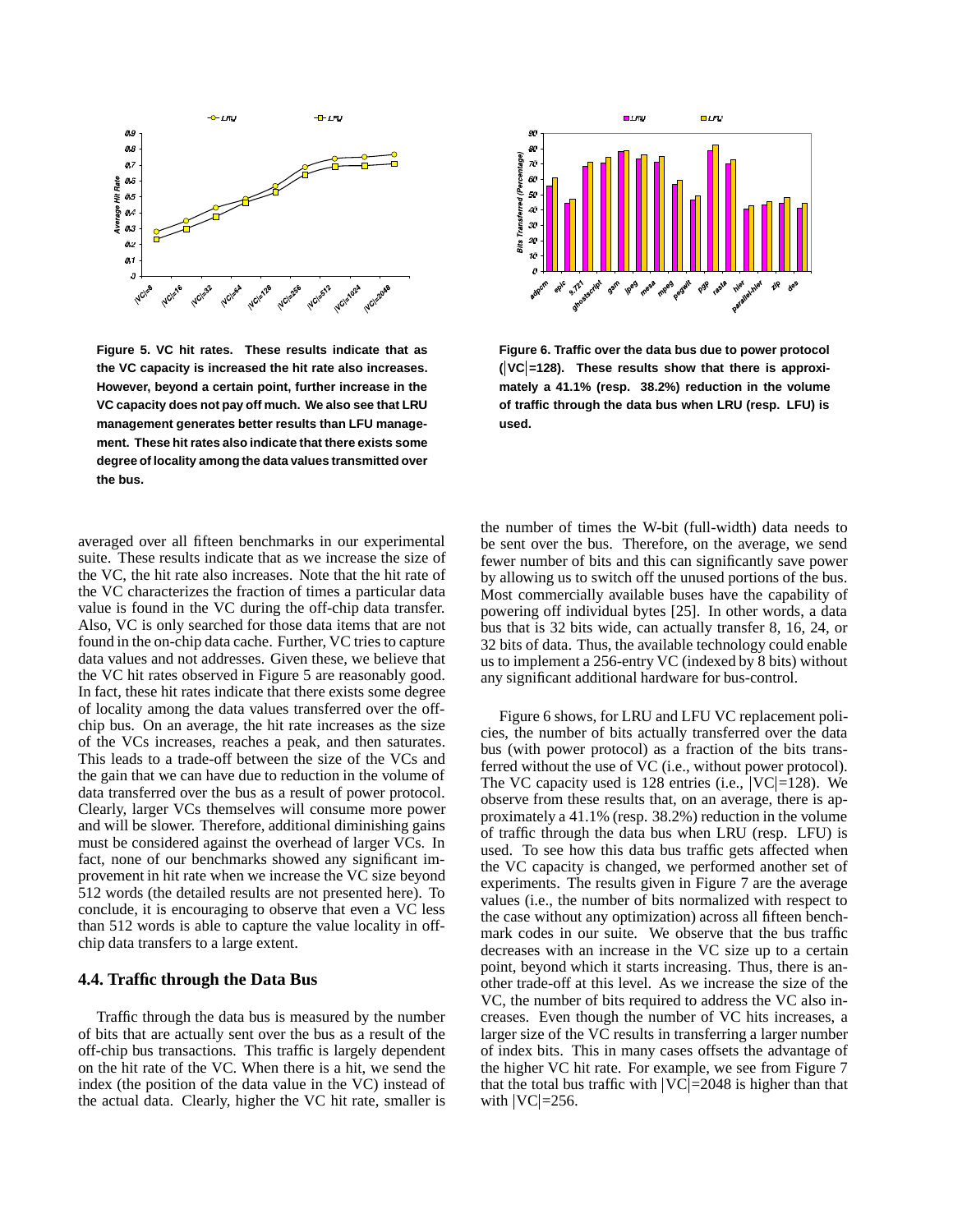**Figure 5. VC hit rates. These results indicate that as the VC capacity is increased the hit rate also increases. However, beyond a certain point, further increase in the VC capacity does not pay off much. We also see that LRU management generates better results than LFU management. These hit rates also indicate that there exists some degree of locality among the data values transmitted over the bus.**

**Figure 6. Traffic over the data bus due to power protocol (|VC|=128). These results show that there is approximately a 41.1% (resp. 38.2%) reduction in the volume of traffic through the data bus when LRU (resp. LFU) is used.**

averaged over all fifteen benchmarks in our experimental suite. These results indicate that as we increase the size of the VC, the hit rate also increases. Note that the hit rate of the VC characterizes the fraction of times a particular data value is found in the VC during the off-chip data transfer. Also, VC is only searched for those data items that are not found in the on-chip data cache. Further, VC tries to capture data values and not addresses. Given these, we believe that the VC hit rates observed in Figure 5 are reasonably good. In fact, these hit rates indicate that there exists some degree of locality among the data values transferred over the off-chip bus. On an average, the hit rate increases as the size of the VCs increases, reaches a peak, and then saturates. This leads to a trade-off between the size of the VCs and the gain that we can have due to reduction in the volume of data transferred over the bus as a result of power protocol. Clearly, larger VCs themselves will consume more power and will be slower. Therefore, additional diminishing gains must be considered against the overhead of larger VCs. In fact, none of our benchmarks showed any significant improvement in hit rate when we increase the VC size beyond 512 words (the detailed results are not presented here). To conclude, it is encouraging to observe that even a VC less than 512 words is able to capture the value locality in off-chip data transfers to a large extent.

### 4.4. Traffic through the Data Bus

Traffic through the data bus is measured by the number of bits that are actually sent over the bus as a result of the off-chip bus transactions. This traffic is largely dependent on the hit rate of the VC. When there is a hit, we send the index (the position of the data value in the VC) instead of the actual data. Clearly, higher the VC hit rate, smaller is the number of times the W-bit (full-width) data needs to be sent over the bus. Therefore, on the average, we send fewer number of bits and this can significantly save power by allowing us to switch off the unused portions of the bus. Most commercially available buses have the capability of powering off individual bytes [25]. In other words, a data bus that is 32 bits wide, can actually transfer 8, 16, 24, or 32 bits of data. Thus, the available technology could enable us to implement a 256-entry VC (indexed by 8 bits) without any significant additional hardware for bus-control.

Figure 6 shows, for LRU and LFU VC replacement policies, the number of bits actually transferred over the data bus (with power protocol) as a fraction of the bits transferred without the use of VC (i.e., without power protocol). The VC capacity used is 128 entries (i.e., |VC|=128). We observe from these results that, on an average, there is approximately a 41.1% (resp. 38.2%) reduction in the volume of traffic through the data bus when LRU (resp. LFU) is used. To see how this data bus traffic gets affected when the VC capacity is changed, we performed another set of experiments. The results given in Figure 7 are the average values (i.e., the number of bits normalized with respect to the case without any optimization) across all fifteen benchmark codes in our suite. We observe that the bus traffic decreases with an increase in the VC size up to a certain point, beyond which it starts increasing. Thus, there is another trade-off at this level. As we increase the size of the VC, the number of bits required to address the VC also increases. Even though the number of VC hits increases, a larger size of the VC results in transferring a larger number of index bits. This in many cases offsets the advantage of the higher VC hit rate. For example, we see from Figure 7 that the total bus traffic with |VC|=2048 is higher than that with |VC|=256.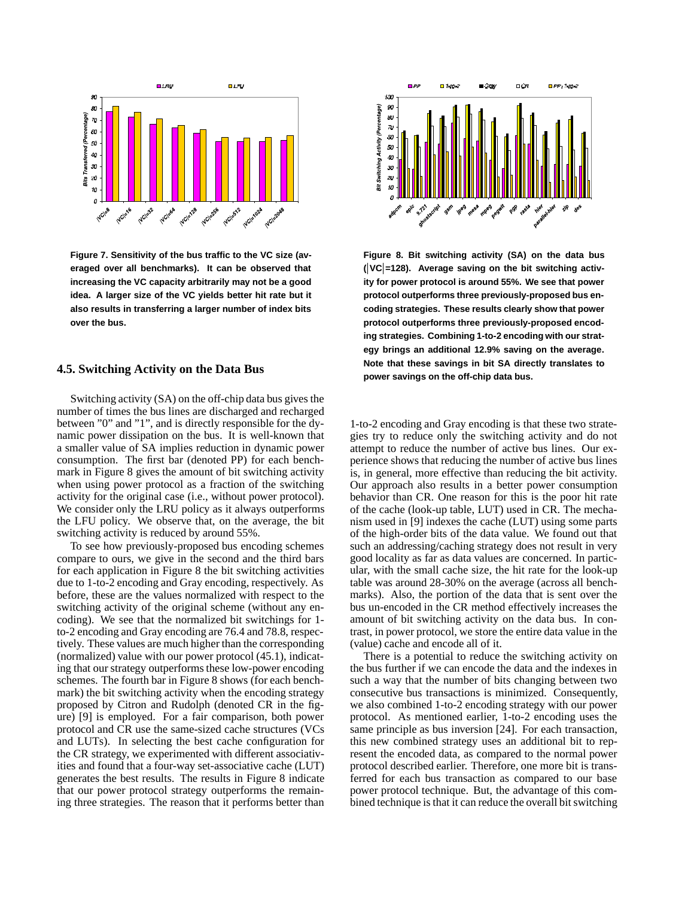Figure 7. Sensitivity of the bus traffic to the VC size (averaged over all benchmarks). It can be observed that increasing the VC capacity arbitrarily may not be a good idea. A larger size of the VC yields better hit rate but it also results in transferring a larger number of index bits over the bus.

### 4.5. Switching Activity on the Data Bus

Switching activity (SA) on the off-chip data bus gives the number of times the bus lines are discharged and recharged between "0" and "1", and is directly responsible for the dynamic power dissipation on the bus. It is well-known that a smaller value of SA implies reduction in dynamic power consumption. The first bar (denoted PP) for each benchmark in Figure 8 gives the amount of bit switching activity when using power protocol as a fraction of the switching activity for the original case (i.e., without power protocol). We consider only the LRU policy as it always outperforms the LFU policy. We observe that, on the average, the bit switching activity is reduced by around 55%.

To see how previously-proposed bus encoding schemes compare to ours, we give in the second and the third bars for each application in Figure 8 the bit switching activities due to 1-to-2 encoding and Gray encoding, respectively. As before, these are the values normalized with respect to the switching activity of the original scheme (without any encoding). We see that the normalized bit switchings for 1-to-2 encoding and Gray encoding are 76.4 and 78.8, respectively. These values are much higher than the corresponding (normalized) value with our power protocol (45.1), indicating that our strategy outperforms these low-power encoding schemes. The fourth bar in Figure 8 shows (for each benchmark) the bit switching activity when the encoding strategy proposed by Citron and Rudolph (denoted CR in the figure) [9] is employed. For a fair comparison, both power protocol and CR use the same-sized cache structures (VCs and LUTs). In selecting the best cache configuration for the CR strategy, we experimented with different associativities and found that a four-way set-associative cache (LUT) generates the best results. The results in Figure 8 indicate that our power protocol strategy outperforms the remaining three strategies. The reason that it performs better than

Figure 8. Bit switching activity (SA) on the data bus ($|VC|$=128). Average saving on the bit switching activity for power protocol is around 55%. We see that power protocol outperforms three previously-proposed bus encoding strategies. These results clearly show that power protocol outperforms three previously-proposed encoding strategies. Combining 1-to-2 encoding with our strategy brings an additional 12.9% saving on the average. Note that these savings in bit SA directly translates to power savings on the off-chip data bus.

1-to-2 encoding and Gray encoding is that these two strategies try to reduce only the switching activity and do not attempt to reduce the number of active bus lines. Our experience shows that reducing the number of active bus lines is, in general, more effective than reducing the bit activity. Our approach also results in a better power consumption behavior than CR. One reason for this is the poor hit rate of the cache (look-up table, LUT) used in CR. The mechanism used in [9] indexes the cache (LUT) using some parts of the high-order bits of the data value. We found out that such an addressing/caching strategy does not result in very good locality as far as data values are concerned. In particular, with the small cache size, the hit rate for the look-up table was around 28-30% on the average (across all benchmarks). Also, the portion of the data that is sent over the bus un-encoded in the CR method effectively increases the amount of bit switching activity on the data bus. In contrast, in power protocol, we store the entire data value in the (value) cache and encode all of it.

There is a potential to reduce the switching activity on the bus further if we can encode the data and the indexes in such a way that the number of bits changing between two consecutive bus transactions is minimized. Consequently, we also combined 1-to-2 encoding strategy with our power protocol. As mentioned earlier, 1-to-2 encoding uses the same principle as bus inversion [24]. For each transaction, this new combined strategy uses an additional bit to represent the encoded data, as compared to the normal power protocol described earlier. Therefore, one more bit is transferred for each bus transaction as compared to our base power protocol technique. But, the advantage of this combined technique is that it can reduce the overall bit switching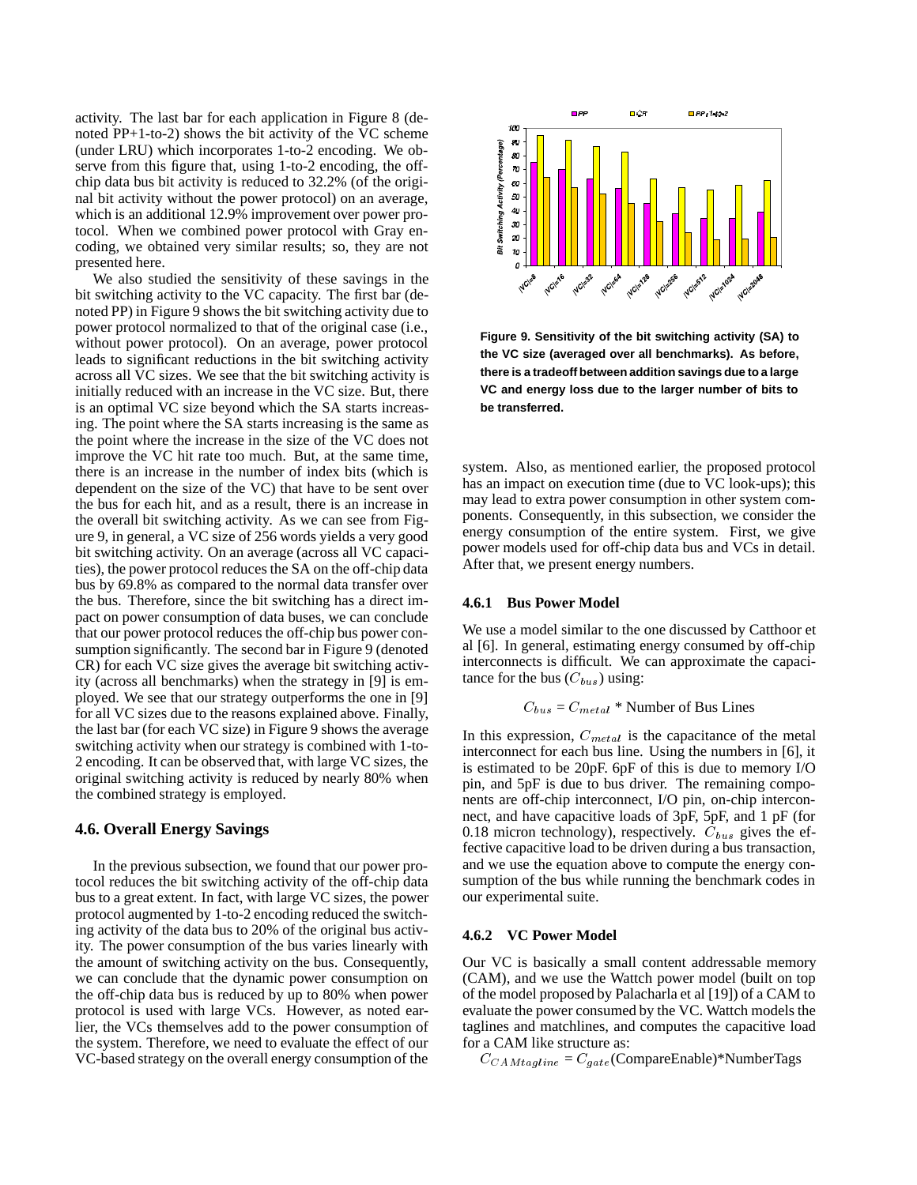activity. The last bar for each application in Figure 8 (denoted PP+1-to-2) shows the bit activity of the VC scheme (under LRU) which incorporates 1-to-2 encoding. We observe from this figure that, using 1-to-2 encoding, the off-chip data bus bit activity is reduced to 32.2% (of the original bit activity without the power protocol) on an average, which is an additional 12.9% improvement over power protocol. When we combined power protocol with Gray encoding, we obtained very similar results; so, they are not presented here.

We also studied the sensitivity of these savings in the bit switching activity to the VC capacity. The first bar (denoted PP) in Figure 9 shows the bit switching activity due to power protocol normalized to that of the original case (i.e., without power protocol). On an average, power protocol leads to significant reductions in the bit switching activity across all VC sizes. We see that the bit switching activity is initially reduced with an increase in the VC size. But, there is an optimal VC size beyond which the SA starts increasing. The point where the SA starts increasing is the same as the point where the increase in the size of the VC does not improve the VC hit rate too much. But, at the same time, there is an increase in the number of index bits (which is dependent on the size of the VC) that have to be sent over the bus for each hit, and as a result, there is an increase in the overall bit switching activity. As we can see from Figure 9, in general, a VC size of 256 words yields a very good bit switching activity. On an average (across all VC capacities), the power protocol reduces the SA on the off-chip data bus by 69.8% as compared to the normal data transfer over the bus. Therefore, since the bit switching has a direct impact on power consumption of data buses, we can conclude that our power protocol reduces the off-chip bus power consumption significantly. The second bar in Figure 9 (denoted CR) for each VC size gives the average bit switching activity (across all benchmarks) when the strategy in [9] is employed. We see that our strategy outperforms the one in [9] for all VC sizes due to the reasons explained above. Finally, the last bar (for each VC size) in Figure 9 shows the average switching activity when our strategy is combined with 1-to-2 encoding. It can be observed that, with large VC sizes, the original switching activity is reduced by nearly 80% when the combined strategy is employed.

**Figure 9. Sensitivity of the bit switching activity (SA) to the VC size (averaged over all benchmarks). As before, there is a tradeoff between addition savings due to a large VC and energy loss due to the larger number of bits to be transferred.**

## 4.6. Overall Energy Savings

In the previous subsection, we found that our power protocol reduces the bit switching activity of the off-chip data bus to a great extent. In fact, with large VC sizes, the power protocol augmented by 1-to-2 encoding reduced the switching activity of the data bus to 20% of the original bus activity. The power consumption of the bus varies linearly with the amount of switching activity on the bus. Consequently, we can conclude that the dynamic power consumption on the off-chip data bus is reduced by up to 80% when power protocol is used with large VCs. However, as noted earlier, the VCs themselves add to the power consumption of the system. Therefore, we need to evaluate the effect of our VC-based strategy on the overall energy consumption of the system. Also, as mentioned earlier, the proposed protocol has an impact on execution time (due to VC look-ups); this may lead to extra power consumption in other system components. Consequently, in this subsection, we consider the energy consumption of the entire system. First, we give power models used for off-chip data bus and VCs in detail. After that, we present energy numbers.

### 4.6.1 Bus Power Model

We use a model similar to the one discussed by Catthoor et al [6]. In general, estimating energy consumed by off-chip interconnects is difficult. We can approximate the capacitance for the bus ($C_{bus}$) using:

$$C_{bus} = C_{metal} * \text{Number of Bus Lines}$$

In this expression, $C_{metal}$ is the capacitance of the metal interconnect for each bus line. Using the numbers in [6], it is estimated to be 20pF. 6pF of this is due to memory I/O pin, and 5pF is due to bus driver. The remaining components are off-chip interconnect, I/O pin, on-chip interconnect, and have capacitive loads of 3pF, 5pF, and 1 pF (for 0.18 micron technology), respectively. $C_{bus}$ gives the effective capacitive load to be driven during a bus transaction, and we use the equation above to compute the energy consumption of the bus while running the benchmark codes in our experimental suite.

### 4.6.2 VC Power Model

Our VC is basically a small content addressable memory (CAM), and we use the Wattch power model (built on top of the model proposed by Palacharla et al [19]) of a CAM to evaluate the power consumed by the VC. Wattch models the taglines and matchlines, and computes the capacitive load for a CAM like structure as:

$C_{CAMtagline} = C_{gate}$(CompareEnable)*NumberTags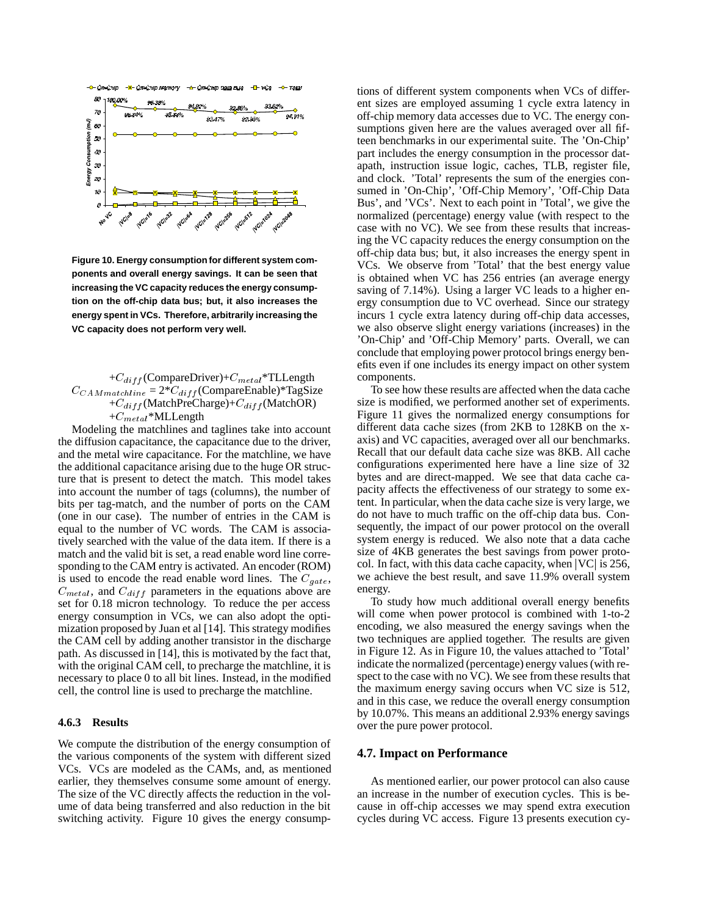Figure 10. Energy consumption for different system components and overall energy savings. It can be seen that increasing the VC capacity reduces the energy consumption on the off-chip data bus; but, it also increases the energy spent in VCs. Therefore, arbitrarily increasing the VC capacity does not perform very well.

$$+C_{diff}(\text{CompareDriver})+C_{metal}*\text{TLLength}$$
$$C_{CAMmatchline} = 2*C_{diff}(\text{CompareEnable})*\text{TagSize}$$
$$+C_{diff}(\text{MatchPreCharge})+C_{diff}(\text{MatchOR})$$
$$+C_{metal}*\text{MLLength}$$

Modeling the matchlines and taglines take into account the diffusion capacitance, the capacitance due to the driver, and the metal wire capacitance. For the matchline, we have the additional capacitance arising due to the huge OR structure that is present to detect the match. This model takes into account the number of tags (columns), the number of bits per tag-match, and the number of ports on the CAM (one in our case). The number of entries in the CAM is equal to the number of VC words. The CAM is associatively searched with the value of the data item. If there is a match and the valid bit is set, a read enable word line corresponding to the CAM entry is activated. An encoder (ROM) is used to encode the read enable word lines. The $C_{gate}$, $C_{metal}$, and $C_{diff}$ parameters in the equations above are set for 0.18 micron technology. To reduce the per access energy consumption in VCs, we can also adopt the optimization proposed by Juan et al [14]. This strategy modifies the CAM cell by adding another transistor in the discharge path. As discussed in [14], this is motivated by the fact that, with the original CAM cell, to precharge the matchline, it is necessary to place 0 to all bit lines. Instead, in the modified cell, the control line is used to precharge the matchline.

#### 4.6.3 Results

We compute the distribution of the energy consumption of the various components of the system with different sized VCs. VCs are modeled as the CAMs, and, as mentioned earlier, they themselves consume some amount of energy. The size of the VC directly affects the reduction in the volume of data being transferred and also reduction in the bit switching activity. Figure 10 gives the energy consumptions of different system components when VCs of different sizes are employed assuming 1 cycle extra latency in off-chip memory data accesses due to VC. The energy consumptions given here are the values averaged over all fifteen benchmarks in our experimental suite. The 'On-Chip' part includes the energy consumption in the processor datapath, instruction issue logic, caches, TLB, register file, and clock. 'Total' represents the sum of the energies consumed in 'On-Chip', 'Off-Chip Memory', 'Off-Chip Data Bus', and 'VCs'. Next to each point in 'Total', we give the normalized (percentage) energy value (with respect to the case with no VC). We see from these results that increasing the VC capacity reduces the energy consumption on the off-chip data bus; but, it also increases the energy spent in VCs. We observe from 'Total' that the best energy value is obtained when VC has 256 entries (an average energy saving of 7.14%). Using a larger VC leads to a higher energy consumption due to VC overhead. Since our strategy incurs 1 cycle extra latency during off-chip data accesses, we also observe slight energy variations (increases) in the 'On-Chip' and 'Off-Chip Memory' parts. Overall, we can conclude that employing power protocol brings energy benefits even if one includes its energy impact on other system components.

To see how these results are affected when the data cache size is modified, we performed another set of experiments. Figure 11 gives the normalized energy consumptions for different data cache sizes (from 2KB to 128KB on the x-axis) and VC capacities, averaged over all our benchmarks. Recall that our default data cache size was 8KB. All cache configurations experimented here have a line size of 32 bytes and are direct-mapped. We see that data cache capacity affects the effectiveness of our strategy to some extent. In particular, when the data cache size is very large, we do not have to much traffic on the off-chip data bus. Consequently, the impact of our power protocol on the overall system energy is reduced. We also note that a data cache size of 4KB generates the best savings from power protocol. In fact, with this data cache capacity, when $|VC|$ is 256, we achieve the best result, and save 11.9% overall system energy.

To study how much additional overall energy benefits will come when power protocol is combined with 1-to-2 encoding, we also measured the energy savings when the two techniques are applied together. The results are given in Figure 12. As in Figure 10, the values attached to 'Total' indicate the normalized (percentage) energy values (with respect to the case with no VC). We see from these results that the maximum energy saving occurs when VC size is 512, and in this case, we reduce the overall energy consumption by 10.07%. This means an additional 2.93% energy savings over the pure power protocol.

### 4.7. Impact on Performance

As mentioned earlier, our power protocol can also cause an increase in the number of execution cycles. This is because in off-chip accesses we may spend extra execution cycles during VC access. Figure 13 presents execution cy-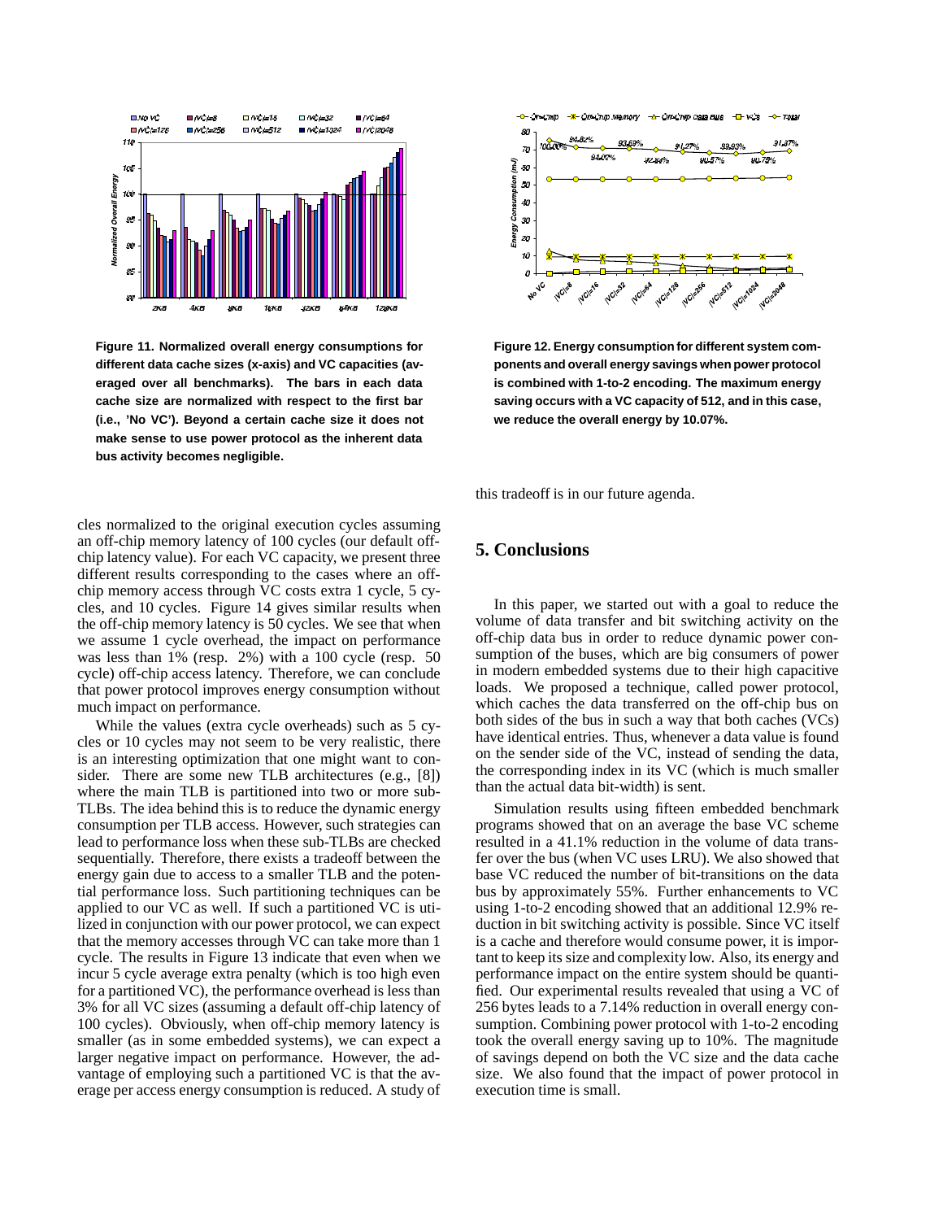Figure 11. Normalized overall energy consumptions for different data cache sizes (x-axis) and VC capacities (averaged over all benchmarks). The bars in each data cache size are normalized with respect to the first bar (i.e., 'No VC'). Beyond a certain cache size it does not make sense to use power protocol as the inherent data bus activity becomes negligible.

Figure 12. Energy consumption for different system components and overall energy savings when power protocol is combined with 1-to-2 encoding. The maximum energy saving occurs with a VC capacity of 512, and in this case, we reduce the overall energy by 10.07%.

cles normalized to the original execution cycles assuming an off-chip memory latency of 100 cycles (our default off-chip latency value). For each VC capacity, we present three different results corresponding to the cases where an off-chip memory access through VC costs extra 1 cycle, 5 cycles, and 10 cycles. Figure 14 gives similar results when the off-chip memory latency is 50 cycles. We see that when we assume 1 cycle overhead, the impact on performance was less than 1% (resp. 2%) with a 100 cycle (resp. 50 cycle) off-chip access latency. Therefore, we can conclude that power protocol improves energy consumption without much impact on performance.

While the values (extra cycle overheads) such as 5 cycles or 10 cycles may not seem to be very realistic, there is an interesting optimization that one might want to consider. There are some new TLB architectures (e.g., [8]) where the main TLB is partitioned into two or more sub-TLBs. The idea behind this is to reduce the dynamic energy consumption per TLB access. However, such strategies can lead to performance loss when these sub-TLBs are checked sequentially. Therefore, there exists a tradeoff between the energy gain due to access to a smaller TLB and the potential performance loss. Such partitioning techniques can be applied to our VC as well. If such a partitioned VC is utilized in conjunction with our power protocol, we can expect that the memory accesses through VC can take more than 1 cycle. The results in Figure 13 indicate that even when we incur 5 cycle average extra penalty (which is too high even for a partitioned VC), the performance overhead is less than 3% for all VC sizes (assuming a default off-chip latency of 100 cycles). Obviously, when off-chip memory latency is smaller (as in some embedded systems), we can expect a larger negative impact on performance. However, the advantage of employing such a partitioned VC is that the average per access energy consumption is reduced. A study of this tradeoff is in our future agenda.

## 5. Conclusions

In this paper, we started out with a goal to reduce the volume of data transfer and bit switching activity on the off-chip data bus in order to reduce dynamic power consumption of the buses, which are big consumers of power in modern embedded systems due to their high capacitive loads. We proposed a technique, called power protocol, which caches the data transferred on the off-chip bus on both sides of the bus in such a way that both caches (VCs) have identical entries. Thus, whenever a data value is found on the sender side of the VC, instead of sending the data, the corresponding index in its VC (which is much smaller than the actual data bit-width) is sent.

Simulation results using fifteen embedded benchmark programs showed that on an average the base VC scheme resulted in a 41.1% reduction in the volume of data transfer over the bus (when VC uses LRU). We also showed that base VC reduced the number of bit-transitions on the data bus by approximately 55%. Further enhancements to VC using 1-to-2 encoding showed that an additional 12.9% reduction in bit switching activity is possible. Since VC itself is a cache and therefore would consume power, it is important to keep its size and complexity low. Also, its energy and performance impact on the entire system should be quantified. Our experimental results revealed that using a VC of 256 bytes leads to a 7.14% reduction in overall energy consumption. Combining power protocol with 1-to-2 encoding took the overall energy saving up to 10%. The magnitude of savings depend on both the VC size and the data cache size. We also found that the impact of power protocol in execution time is small.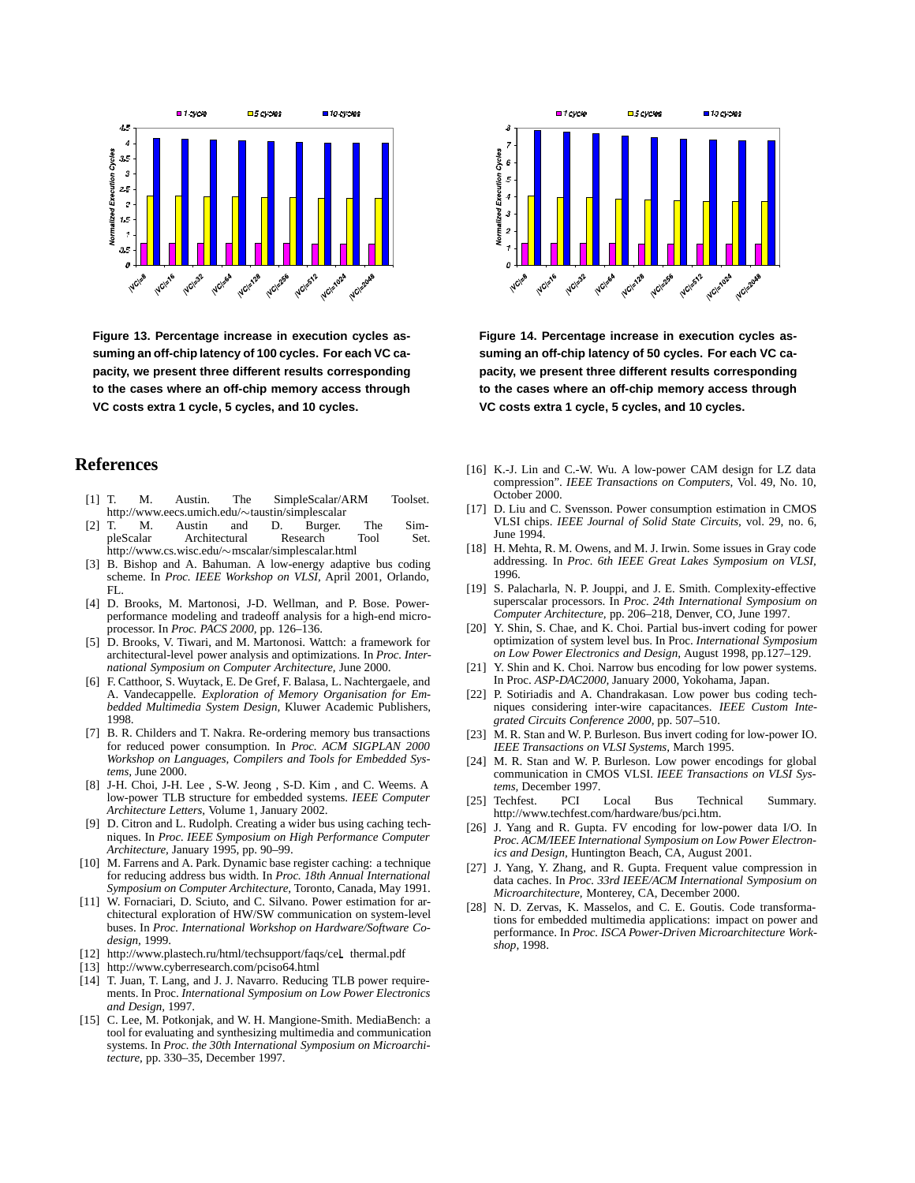■ 1 cycle □ 5 cycles ■ 10 cycles

Normalized Execution Cycles

4.5
4
3.5
3
2.5
2
1.5
1
0.5
0

|VC|=8 |VC|=16 |VC|=32 |VC|=64 |VC|=128 |VC|=256 |VC|=512 |VC|=1024 |VC|=2048

**Figure 13. Percentage increase in execution cycles assuming an off-chip latency of 100 cycles. For each VC capacity, we present three different results corresponding to the cases where an off-chip memory access through VC costs extra 1 cycle, 5 cycles, and 10 cycles.**

■ 1 cycle □ 5 cycles ■ 10 cycles

Normalized Execution Cycles

8
7
6
5
4
3
2
1
0

|VC|=8 |VC|=16 |VC|=32 |VC|=64 |VC|=128 |VC|=256 |VC|=512 |VC|=1024 |VC|=2048

**Figure 14. Percentage increase in execution cycles assuming an off-chip latency of 50 cycles. For each VC capacity, we present three different results corresponding to the cases where an off-chip memory access through VC costs extra 1 cycle, 5 cycles, and 10 cycles.**

# References

[1] T. M. Austin. The SimpleScalar/ARM Toolset. http://www.eecs.umich.edu/∼taustin/simplescalar

[2] T. M. Austin and D. Burger. The SimpleScalar Architectural Research Tool Set. http://www.cs.wisc.edu/∼mscalar/simplescalar.html

[3] B. Bishop and A. Bahuman. A low-energy adaptive bus coding scheme. In *Proc. IEEE Workshop on VLSI*, April 2001, Orlando, FL.

[4] D. Brooks, M. Martonosi, J-D. Wellman, and P. Bose. Power-performance modeling and tradeoff analysis for a high-end microprocessor. In *Proc. PACS 2000*, pp. 126–136.

[5] D. Brooks, V. Tiwari, and M. Martonosi. Wattch: a framework for architectural-level power analysis and optimizations. In *Proc. International Symposium on Computer Architecture*, June 2000.

[6] F. Catthoor, S. Wuytack, E. De Gref, F. Balasa, L. Nachtergaele, and A. Vandecappelle. *Exploration of Memory Organisation for Embedded Multimedia System Design*, Kluwer Academic Publishers, 1998.

[7] B. R. Childers and T. Nakra. Re-ordering memory bus transactions for reduced power consumption. In *Proc. ACM SIGPLAN 2000 Workshop on Languages, Compilers and Tools for Embedded Systems*, June 2000.

[8] J-H. Choi, J-H. Lee , S-W. Jeong , S-D. Kim , and C. Weems. A low-power TLB structure for embedded systems. *IEEE Computer Architecture Letters*, Volume 1, January 2002.

[9] D. Citron and L. Rudolph. Creating a wider bus using caching techniques. In *Proc. IEEE Symposium on High Performance Computer Architecture*, January 1995, pp. 90–99.

[10] M. Farrens and A. Park. Dynamic base register caching: a technique for reducing address bus width. In *Proc. 18th Annual International Symposium on Computer Architecture*, Toronto, Canada, May 1991.

[11] W. Fornaciari, D. Sciuto, and C. Silvano. Power estimation for architectural exploration of HW/SW communication on system-level buses. In *Proc. International Workshop on Hardware/Software Codesign*, 1999.

[12] http://www.plastech.ru/html/techsupport/faqs/cel_thermal.pdf

[13] http://www.cyberresearch.com/pciso64.html

[14] T. Juan, T. Lang, and J. J. Navarro. Reducing TLB power requirements. In Proc. *International Symposium on Low Power Electronics and Design*, 1997.

[15] C. Lee, M. Potkonjak, and W. H. Mangione-Smith. MediaBench: a tool for evaluating and synthesizing multimedia and communication systems. In *Proc. the 30th International Symposium on Microarchitecture*, pp. 330–35, December 1997.

[16] K.-J. Lin and C.-W. Wu. A low-power CAM design for LZ data compression". *IEEE Transactions on Computers*, Vol. 49, No. 10, October 2000.

[17] D. Liu and C. Svensson. Power consumption estimation in CMOS VLSI chips. *IEEE Journal of Solid State Circuits*, vol. 29, no. 6, June 1994.

[18] H. Mehta, R. M. Owens, and M. J. Irwin. Some issues in Gray code addressing. In *Proc. 6th IEEE Great Lakes Symposium on VLSI*, 1996.

[19] S. Palacharla, N. P. Jouppi, and J. E. Smith. Complexity-effective superscalar processors. In *Proc. 24th International Symposium on Computer Architecture*, pp. 206–218, Denver, CO, June 1997.

[20] Y. Shin, S. Chae, and K. Choi. Partial bus-invert coding for power optimization of system level bus. In Proc. *International Symposium on Low Power Electronics and Design*, August 1998, pp.127–129.

[21] Y. Shin and K. Choi. Narrow bus encoding for low power systems. In Proc. *ASP-DAC2000*, January 2000, Yokohama, Japan.

[22] P. Sotiriadis and A. Chandrakasan. Low power bus coding techniques considering inter-wire capacitances. *IEEE Custom Integrated Circuits Conference 2000*, pp. 507–510.

[23] M. R. Stan and W. P. Burleson. Bus invert coding for low-power IO. *IEEE Transactions on VLSI Systems*, March 1995.

[24] M. R. Stan and W. P. Burleson. Low power encodings for global communication in CMOS VLSI. *IEEE Transactions on VLSI Systems*, December 1997.

[25] Techfest. PCI Local Bus Technical Summary. http://www.techfest.com/hardware/bus/pci.htm.

[26] J. Yang and R. Gupta. FV encoding for low-power data I/O. In *Proc. ACM/IEEE International Symposium on Low Power Electronics and Design*, Huntington Beach, CA, August 2001.

[27] J. Yang, Y. Zhang, and R. Gupta. Frequent value compression in data caches. In *Proc. 33rd IEEE/ACM International Symposium on Microarchitecture*, Monterey, CA, December 2000.

[28] N. D. Zervas, K. Masselos, and C. E. Goutis. Code transformations for embedded multimedia applications: impact on power and performance. In *Proc. ISCA Power-Driven Microarchitecture Workshop*, 1998.